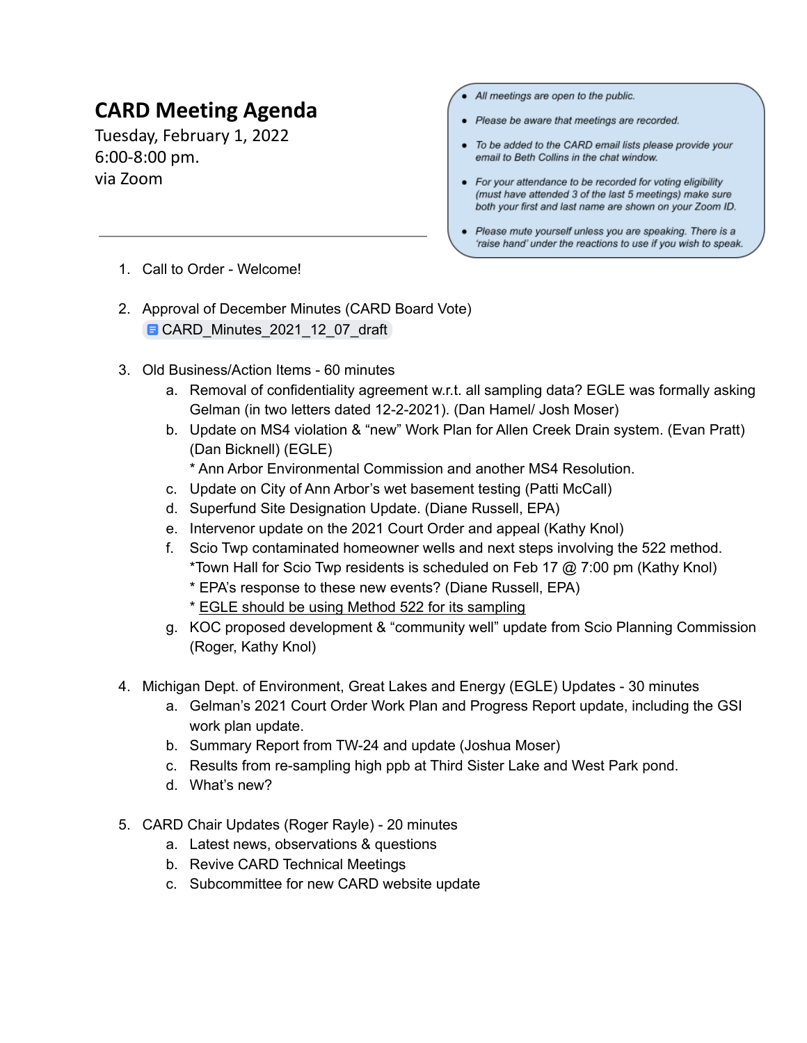# CARD Meeting Agenda

Tuesday, February 1, 2022
6:00-8:00 pm.
via Zoom

- *All meetings are open to the public.*
- *Please be aware that meetings are recorded.*
- *To be added to the CARD email lists please provide your email to Beth Collins in the chat window.*
- *For your attendance to be recorded for voting eligibility (must have attended 3 of the last 5 meetings) make sure both your first and last name are shown on your Zoom ID.*
- *Please mute yourself unless you are speaking. There is a 'raise hand' under the reactions to use if you wish to speak.*

---

1. Call to Order - Welcome!

2. Approval of December Minutes (CARD Board Vote)
   CARD_Minutes_2021_12_07_draft

3. Old Business/Action Items - 60 minutes
   a. Removal of confidentiality agreement w.r.t. all sampling data? EGLE was formally asking Gelman (in two letters dated 12-2-2021). (Dan Hamel/ Josh Moser)
   b. Update on MS4 violation & "new" Work Plan for Allen Creek Drain system. (Evan Pratt) (Dan Bicknell) (EGLE)
      * Ann Arbor Environmental Commission and another MS4 Resolution.
   c. Update on City of Ann Arbor's wet basement testing (Patti McCall)
   d. Superfund Site Designation Update. (Diane Russell, EPA)
   e. Intervenor update on the 2021 Court Order and appeal (Kathy Knol)
   f. Scio Twp contaminated homeowner wells and next steps involving the 522 method.
      *Town Hall for Scio Twp residents is scheduled on Feb 17 @ 7:00 pm (Kathy Knol)
      * EPA's response to these new events? (Diane Russell, EPA)
      * EGLE should be using Method 522 for its sampling
   g. KOC proposed development & "community well" update from Scio Planning Commission (Roger, Kathy Knol)

4. Michigan Dept. of Environment, Great Lakes and Energy (EGLE) Updates - 30 minutes
   a. Gelman's 2021 Court Order Work Plan and Progress Report update, including the GSI work plan update.
   b. Summary Report from TW-24 and update (Joshua Moser)
   c. Results from re-sampling high ppb at Third Sister Lake and West Park pond.
   d. What's new?

5. CARD Chair Updates (Roger Rayle) - 20 minutes
   a. Latest news, observations & questions
   b. Revive CARD Technical Meetings
   c. Subcommittee for new CARD website update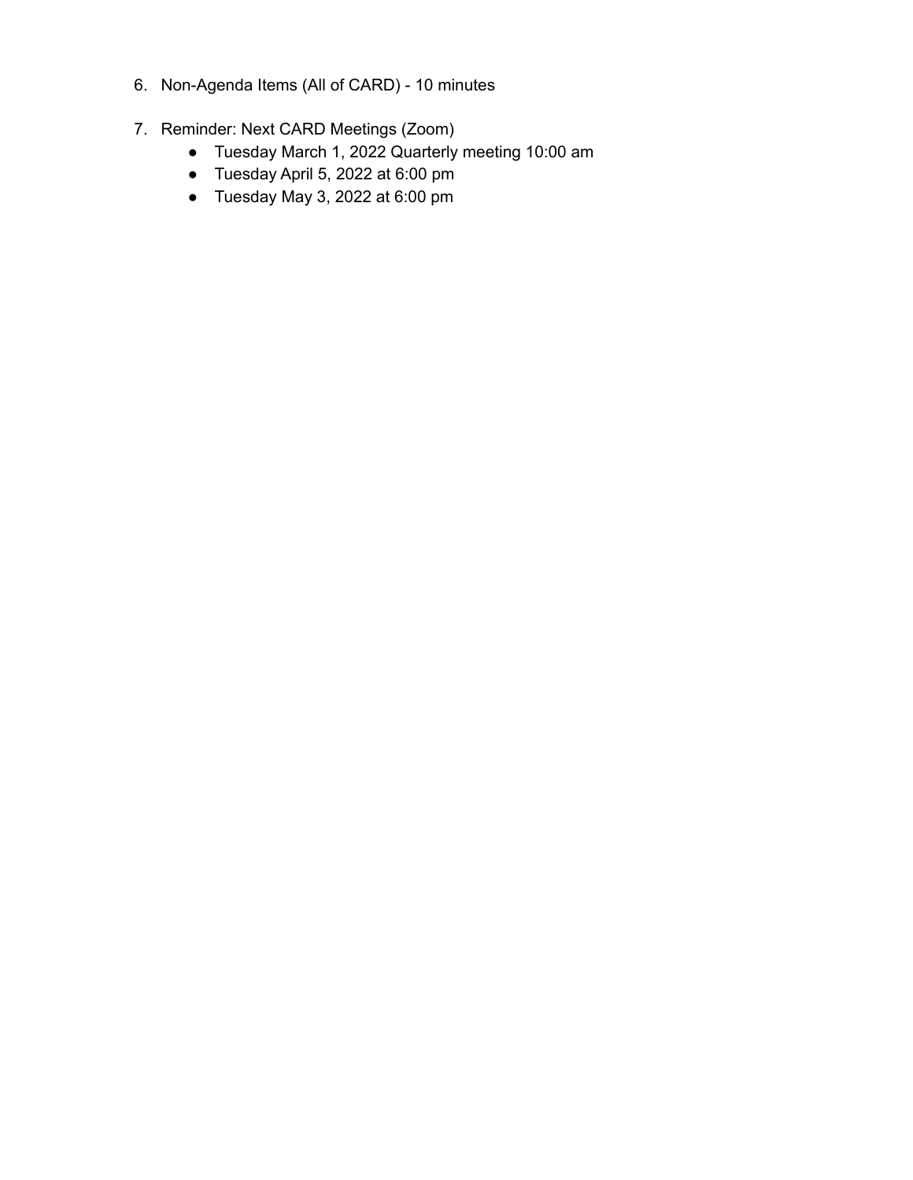6. Non-Agenda Items (All of CARD) - 10 minutes

7. Reminder: Next CARD Meetings (Zoom)
    - Tuesday March 1, 2022 Quarterly meeting 10:00 am
    - Tuesday April 5, 2022 at 6:00 pm
    - Tuesday May 3, 2022 at 6:00 pm